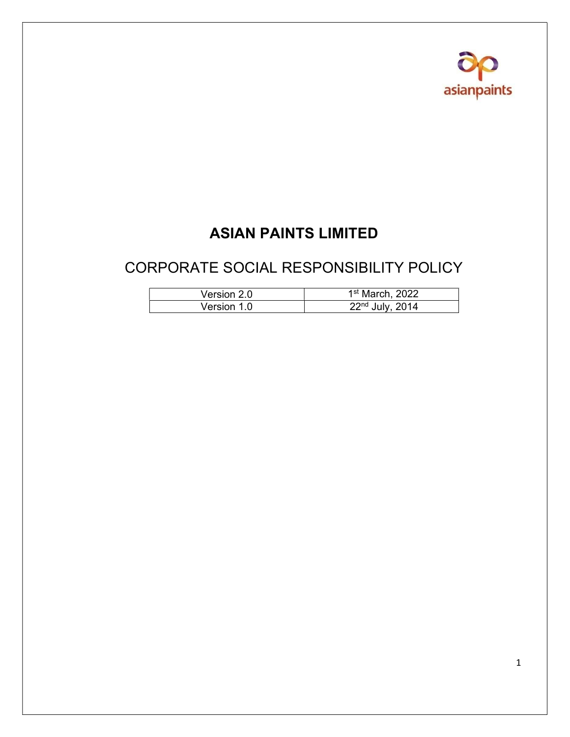# ASIAN PAINTS LIMITED

## CORPORATE SOCIAL RESPONSIBILITY POLICY

| Version 2.0 | 1st March, 2022 |
| --- | --- |
| Version 1.0 | 22nd July, 2014 |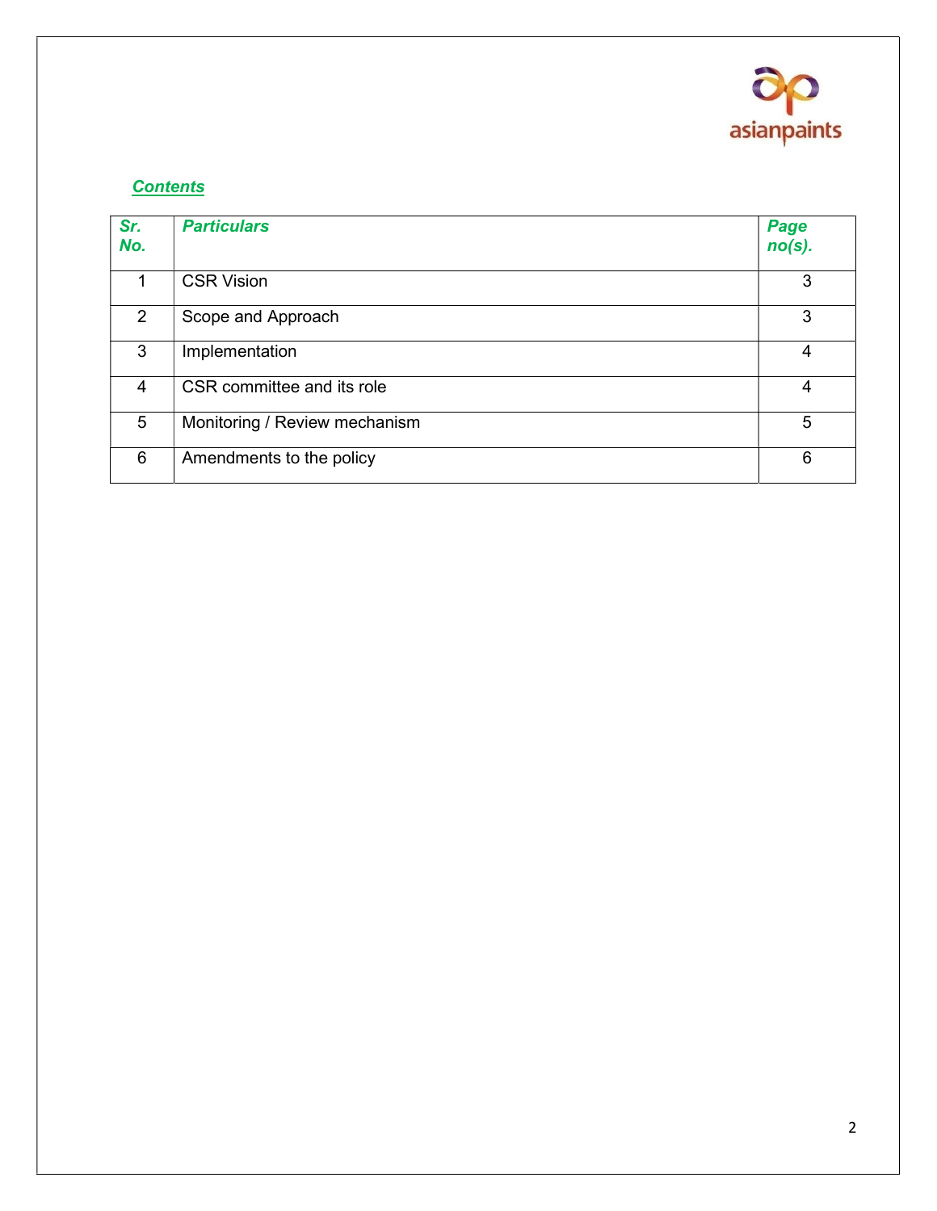## *Contents*

| *Sr. No.* | *Particulars* | *Page no(s).* |
|---|---|---|
| 1 | CSR Vision | 3 |
| 2 | Scope and Approach | 3 |
| 3 | Implementation | 4 |
| 4 | CSR committee and its role | 4 |
| 5 | Monitoring / Review mechanism | 5 |
| 6 | Amendments to the policy | 6 |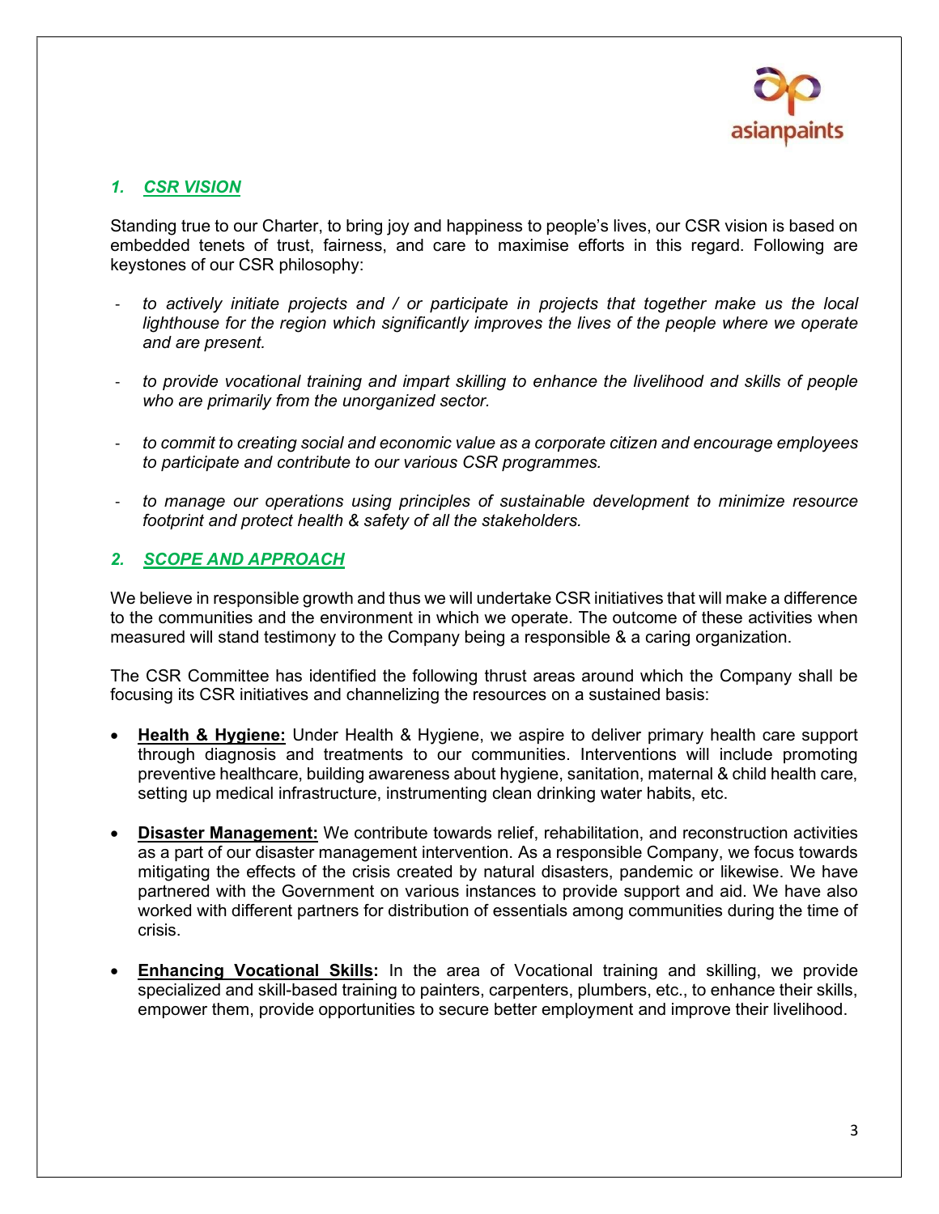## *1. CSR VISION*

Standing true to our Charter, to bring joy and happiness to people's lives, our CSR vision is based on embedded tenets of trust, fairness, and care to maximise efforts in this regard. Following are keystones of our CSR philosophy:

- *to actively initiate projects and / or participate in projects that together make us the local lighthouse for the region which significantly improves the lives of the people where we operate and are present.*
- *to provide vocational training and impart skilling to enhance the livelihood and skills of people who are primarily from the unorganized sector.*
- *to commit to creating social and economic value as a corporate citizen and encourage employees to participate and contribute to our various CSR programmes.*
- *to manage our operations using principles of sustainable development to minimize resource footprint and protect health & safety of all the stakeholders.*

## *2. SCOPE AND APPROACH*

We believe in responsible growth and thus we will undertake CSR initiatives that will make a difference to the communities and the environment in which we operate. The outcome of these activities when measured will stand testimony to the Company being a responsible & a caring organization.

The CSR Committee has identified the following thrust areas around which the Company shall be focusing its CSR initiatives and channelizing the resources on a sustained basis:

- **Health & Hygiene:** Under Health & Hygiene, we aspire to deliver primary health care support through diagnosis and treatments to our communities. Interventions will include promoting preventive healthcare, building awareness about hygiene, sanitation, maternal & child health care, setting up medical infrastructure, instrumenting clean drinking water habits, etc.
- **Disaster Management:** We contribute towards relief, rehabilitation, and reconstruction activities as a part of our disaster management intervention. As a responsible Company, we focus towards mitigating the effects of the crisis created by natural disasters, pandemic or likewise. We have partnered with the Government on various instances to provide support and aid. We have also worked with different partners for distribution of essentials among communities during the time of crisis.
- **Enhancing Vocational Skills:** In the area of Vocational training and skilling, we provide specialized and skill-based training to painters, carpenters, plumbers, etc., to enhance their skills, empower them, provide opportunities to secure better employment and improve their livelihood.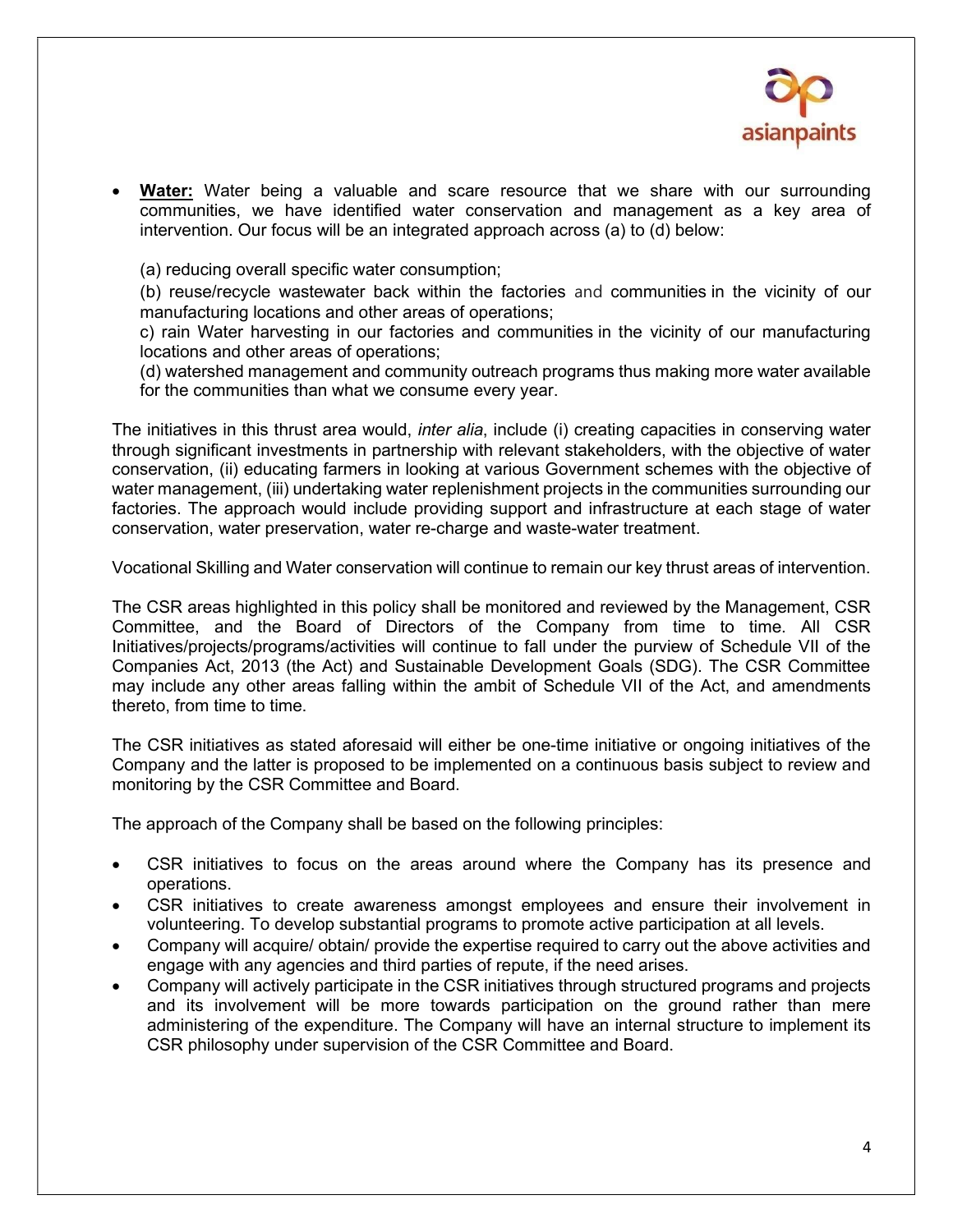- **Water:** Water being a valuable and scare resource that we share with our surrounding communities, we have identified water conservation and management as a key area of intervention. Our focus will be an integrated approach across (a) to (d) below:

  (a) reducing overall specific water consumption;

  (b) reuse/recycle wastewater back within the factories and communities in the vicinity of our manufacturing locations and other areas of operations;

  c) rain Water harvesting in our factories and communities in the vicinity of our manufacturing locations and other areas of operations;

  (d) watershed management and community outreach programs thus making more water available for the communities than what we consume every year.

The initiatives in this thrust area would, *inter alia*, include (i) creating capacities in conserving water through significant investments in partnership with relevant stakeholders, with the objective of water conservation, (ii) educating farmers in looking at various Government schemes with the objective of water management, (iii) undertaking water replenishment projects in the communities surrounding our factories. The approach would include providing support and infrastructure at each stage of water conservation, water preservation, water re-charge and waste-water treatment.

Vocational Skilling and Water conservation will continue to remain our key thrust areas of intervention.

The CSR areas highlighted in this policy shall be monitored and reviewed by the Management, CSR Committee, and the Board of Directors of the Company from time to time. All CSR Initiatives/projects/programs/activities will continue to fall under the purview of Schedule VII of the Companies Act, 2013 (the Act) and Sustainable Development Goals (SDG). The CSR Committee may include any other areas falling within the ambit of Schedule VII of the Act, and amendments thereto, from time to time.

The CSR initiatives as stated aforesaid will either be one-time initiative or ongoing initiatives of the Company and the latter is proposed to be implemented on a continuous basis subject to review and monitoring by the CSR Committee and Board.

The approach of the Company shall be based on the following principles:

- CSR initiatives to focus on the areas around where the Company has its presence and operations.
- CSR initiatives to create awareness amongst employees and ensure their involvement in volunteering. To develop substantial programs to promote active participation at all levels.
- Company will acquire/ obtain/ provide the expertise required to carry out the above activities and engage with any agencies and third parties of repute, if the need arises.
- Company will actively participate in the CSR initiatives through structured programs and projects and its involvement will be more towards participation on the ground rather than mere administering of the expenditure. The Company will have an internal structure to implement its CSR philosophy under supervision of the CSR Committee and Board.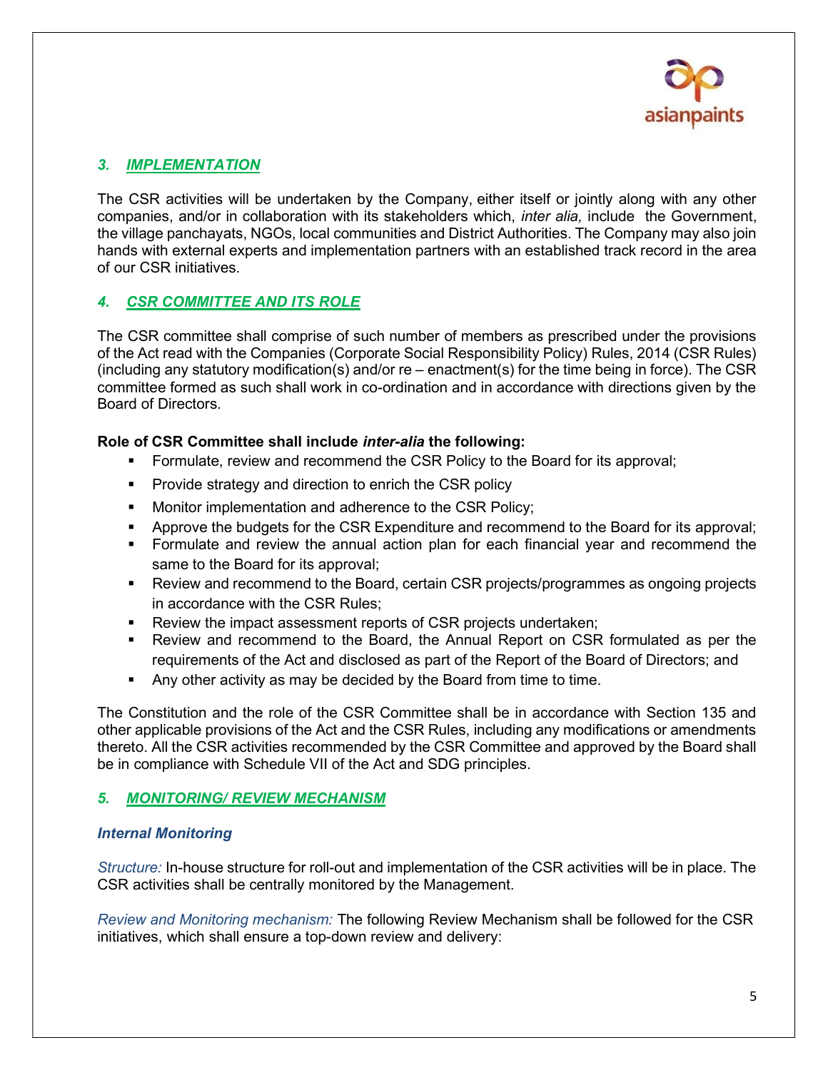## *3. IMPLEMENTATION*

The CSR activities will be undertaken by the Company, either itself or jointly along with any other companies, and/or in collaboration with its stakeholders which, *inter alia,* include the Government, the village panchayats, NGOs, local communities and District Authorities. The Company may also join hands with external experts and implementation partners with an established track record in the area of our CSR initiatives.

## *4. CSR COMMITTEE AND ITS ROLE*

The CSR committee shall comprise of such number of members as prescribed under the provisions of the Act read with the Companies (Corporate Social Responsibility Policy) Rules, 2014 (CSR Rules) (including any statutory modification(s) and/or re – enactment(s) for the time being in force). The CSR committee formed as such shall work in co-ordination and in accordance with directions given by the Board of Directors.

**Role of CSR Committee shall include *inter-alia* the following:**

- Formulate, review and recommend the CSR Policy to the Board for its approval;
- Provide strategy and direction to enrich the CSR policy
- Monitor implementation and adherence to the CSR Policy;
- Approve the budgets for the CSR Expenditure and recommend to the Board for its approval;
- Formulate and review the annual action plan for each financial year and recommend the same to the Board for its approval;
- Review and recommend to the Board, certain CSR projects/programmes as ongoing projects in accordance with the CSR Rules;
- Review the impact assessment reports of CSR projects undertaken;
- Review and recommend to the Board, the Annual Report on CSR formulated as per the requirements of the Act and disclosed as part of the Report of the Board of Directors; and
- Any other activity as may be decided by the Board from time to time.

The Constitution and the role of the CSR Committee shall be in accordance with Section 135 and other applicable provisions of the Act and the CSR Rules, including any modifications or amendments thereto. All the CSR activities recommended by the CSR Committee and approved by the Board shall be in compliance with Schedule VII of the Act and SDG principles.

## *5. MONITORING/ REVIEW MECHANISM*

### *Internal Monitoring*

*Structure:* In-house structure for roll-out and implementation of the CSR activities will be in place. The CSR activities shall be centrally monitored by the Management.

*Review and Monitoring mechanism:* The following Review Mechanism shall be followed for the CSR initiatives, which shall ensure a top-down review and delivery: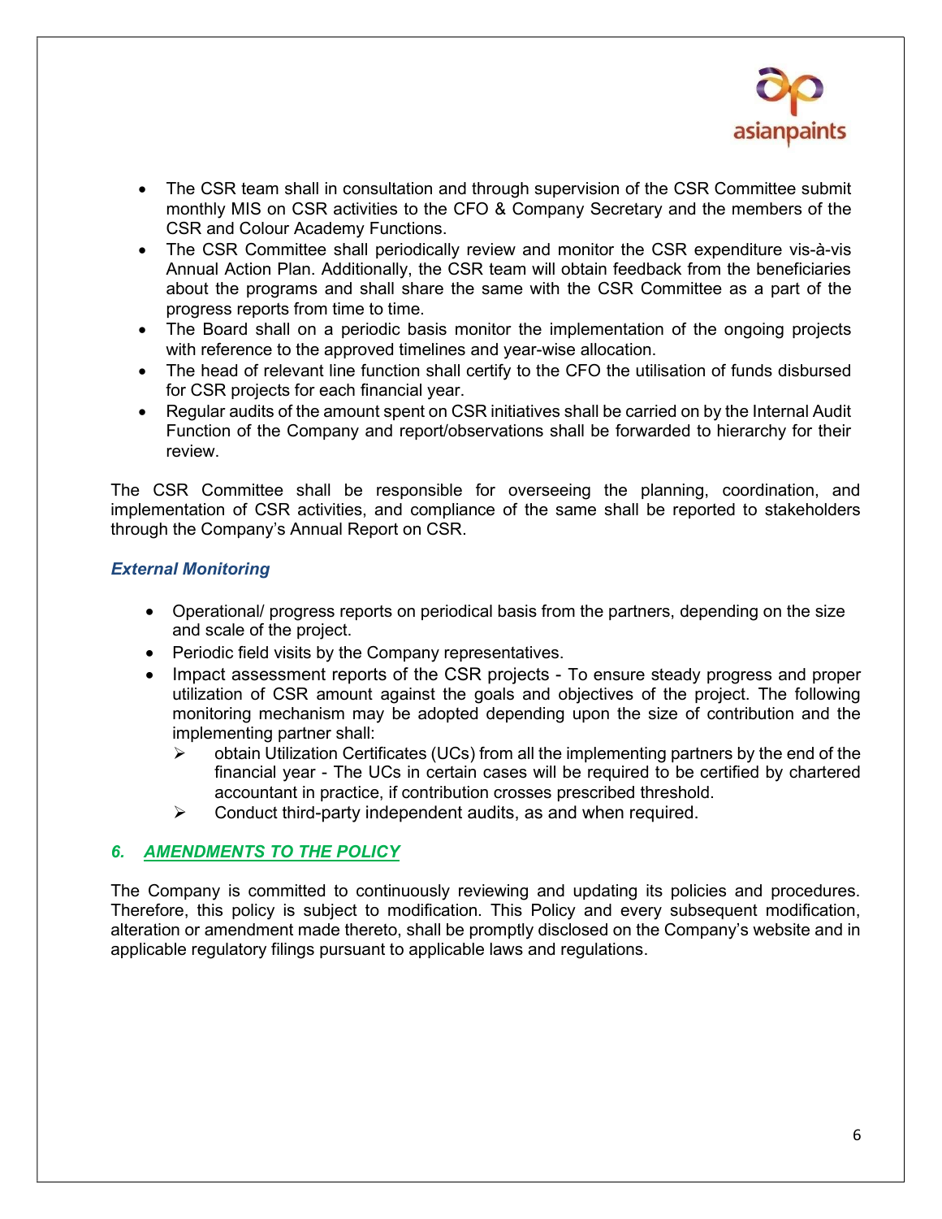- The CSR team shall in consultation and through supervision of the CSR Committee submit monthly MIS on CSR activities to the CFO & Company Secretary and the members of the CSR and Colour Academy Functions.
- The CSR Committee shall periodically review and monitor the CSR expenditure vis-à-vis Annual Action Plan. Additionally, the CSR team will obtain feedback from the beneficiaries about the programs and shall share the same with the CSR Committee as a part of the progress reports from time to time.
- The Board shall on a periodic basis monitor the implementation of the ongoing projects with reference to the approved timelines and year-wise allocation.
- The head of relevant line function shall certify to the CFO the utilisation of funds disbursed for CSR projects for each financial year.
- Regular audits of the amount spent on CSR initiatives shall be carried on by the Internal Audit Function of the Company and report/observations shall be forwarded to hierarchy for their review.

The CSR Committee shall be responsible for overseeing the planning, coordination, and implementation of CSR activities, and compliance of the same shall be reported to stakeholders through the Company's Annual Report on CSR.

***External Monitoring***

- Operational/ progress reports on periodical basis from the partners, depending on the size and scale of the project.
- Periodic field visits by the Company representatives.
- Impact assessment reports of the CSR projects - To ensure steady progress and proper utilization of CSR amount against the goals and objectives of the project. The following monitoring mechanism may be adopted depending upon the size of contribution and the implementing partner shall:
  - obtain Utilization Certificates (UCs) from all the implementing partners by the end of the financial year - The UCs in certain cases will be required to be certified by chartered accountant in practice, if contribution crosses prescribed threshold.
  - Conduct third-party independent audits, as and when required.

## *6. AMENDMENTS TO THE POLICY*

The Company is committed to continuously reviewing and updating its policies and procedures. Therefore, this policy is subject to modification. This Policy and every subsequent modification, alteration or amendment made thereto, shall be promptly disclosed on the Company's website and in applicable regulatory filings pursuant to applicable laws and regulations.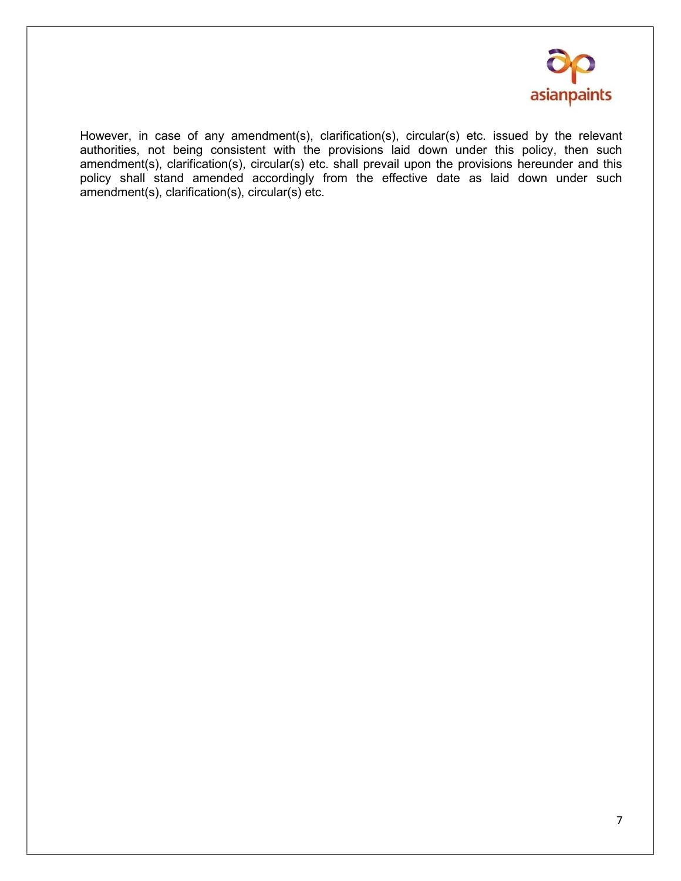However, in case of any amendment(s), clarification(s), circular(s) etc. issued by the relevant authorities, not being consistent with the provisions laid down under this policy, then such amendment(s), clarification(s), circular(s) etc. shall prevail upon the provisions hereunder and this policy shall stand amended accordingly from the effective date as laid down under such amendment(s), clarification(s), circular(s) etc.